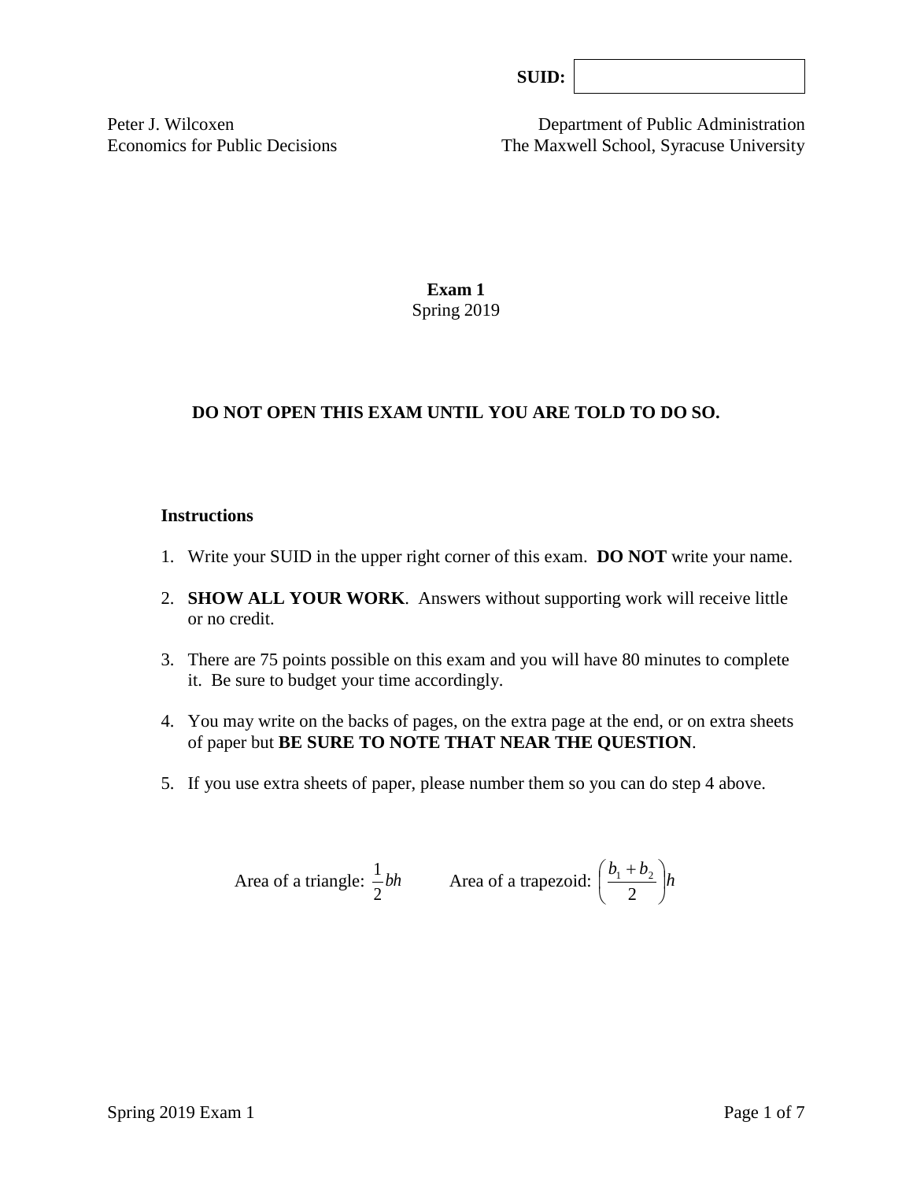SUID:

Peter J. Wilcoxen
Economics for Public Decisions

Department of Public Administration
The Maxwell School, Syracuse University

**Exam 1**
Spring 2019

**DO NOT OPEN THIS EXAM UNTIL YOU ARE TOLD TO DO SO.**

**Instructions**

1. Write your SUID in the upper right corner of this exam. **DO NOT** write your name.
2. **SHOW ALL YOUR WORK**. Answers without supporting work will receive little or no credit.
3. There are 75 points possible on this exam and you will have 80 minutes to complete it. Be sure to budget your time accordingly.
4. You may write on the backs of pages, on the extra page at the end, or on extra sheets of paper but **BE SURE TO NOTE THAT NEAR THE QUESTION**.
5. If you use extra sheets of paper, please number them so you can do step 4 above.

Area of a triangle: $\frac{1}{2}bh$ Area of a trapezoid: $\left(\frac{b_1 + b_2}{2}\right)h$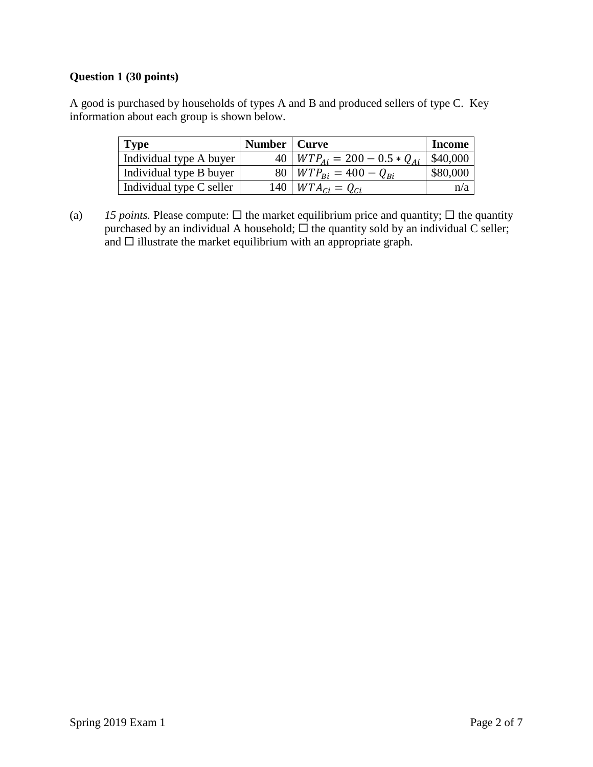**Question 1 (30 points)**

A good is purchased by households of types A and B and produced sellers of type C. Key information about each group is shown below.

| Type | Number | Curve | Income |
|---|---|---|---|
| Individual type A buyer | 40 | $WTP_{Ai} = 200 - 0.5 * Q_{Ai}$ | \$40,000 |
| Individual type B buyer | 80 | $WTP_{Bi} = 400 - Q_{Bi}$ | \$80,000 |
| Individual type C seller | 140 | $WTA_{Ci} = Q_{Ci}$ | n/a |

(a) *15 points.* Please compute: ☐ the market equilibrium price and quantity; ☐ the quantity purchased by an individual A household; ☐ the quantity sold by an individual C seller; and ☐ illustrate the market equilibrium with an appropriate graph.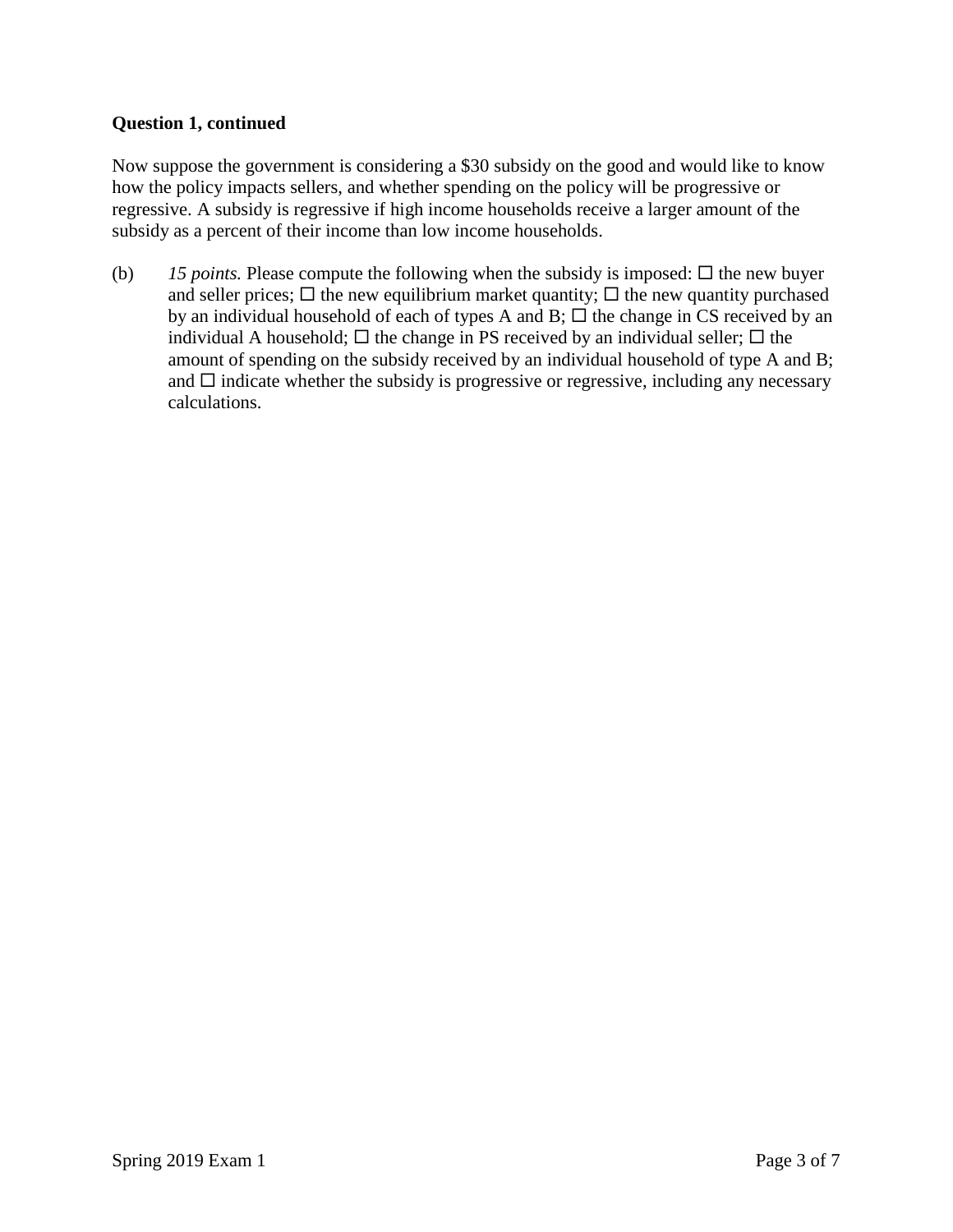**Question 1, continued**

Now suppose the government is considering a $30 subsidy on the good and would like to know how the policy impacts sellers, and whether spending on the policy will be progressive or regressive. A subsidy is regressive if high income households receive a larger amount of the subsidy as a percent of their income than low income households.

(b) *15 points.* Please compute the following when the subsidy is imposed: ☐ the new buyer and seller prices; ☐ the new equilibrium market quantity; ☐ the new quantity purchased by an individual household of each of types A and B; ☐ the change in CS received by an individual A household; ☐ the change in PS received by an individual seller; ☐ the amount of spending on the subsidy received by an individual household of type A and B; and ☐ indicate whether the subsidy is progressive or regressive, including any necessary calculations.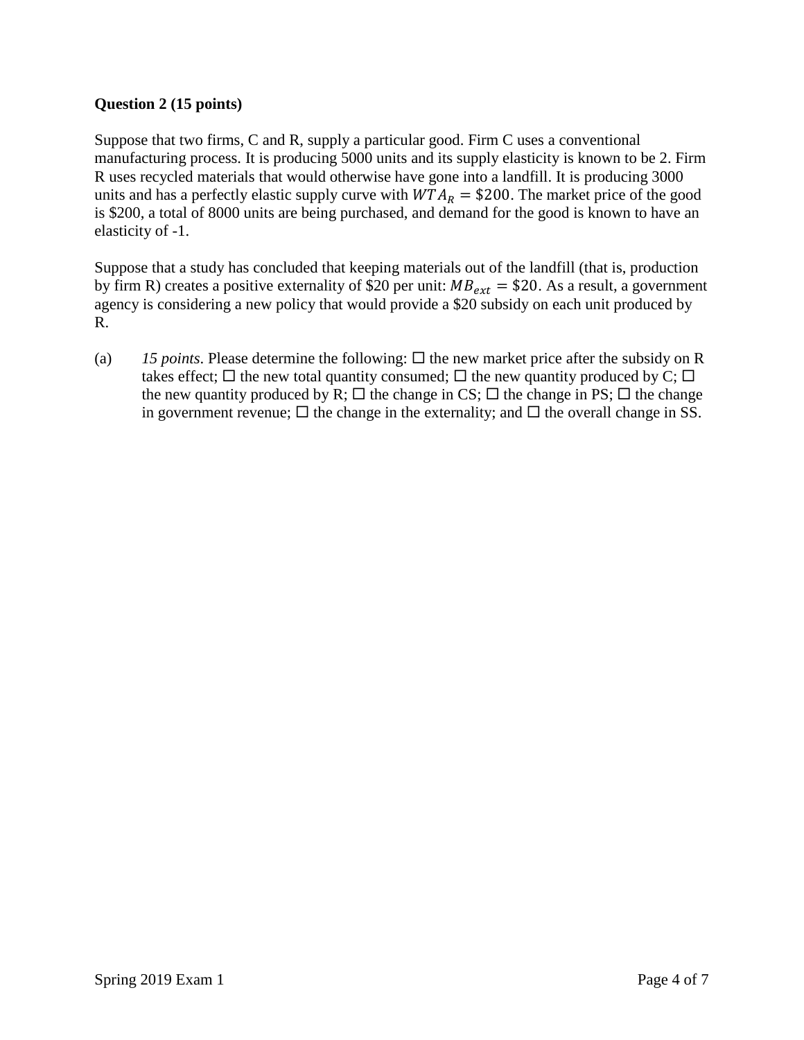**Question 2 (15 points)**

Suppose that two firms, C and R, supply a particular good. Firm C uses a conventional manufacturing process. It is producing 5000 units and its supply elasticity is known to be 2. Firm R uses recycled materials that would otherwise have gone into a landfill. It is producing 3000 units and has a perfectly elastic supply curve with $WTA_R = \$200$. The market price of the good is \$200, a total of 8000 units are being purchased, and demand for the good is known to have an elasticity of -1.

Suppose that a study has concluded that keeping materials out of the landfill (that is, production by firm R) creates a positive externality of \$20 per unit: $MB_{ext} = \$20$. As a result, a government agency is considering a new policy that would provide a \$20 subsidy on each unit produced by R.

(a) *15 points*. Please determine the following: ☐ the new market price after the subsidy on R takes effect; ☐ the new total quantity consumed; ☐ the new quantity produced by C; ☐ the new quantity produced by R; ☐ the change in CS; ☐ the change in PS; ☐ the change in government revenue; ☐ the change in the externality; and ☐ the overall change in SS.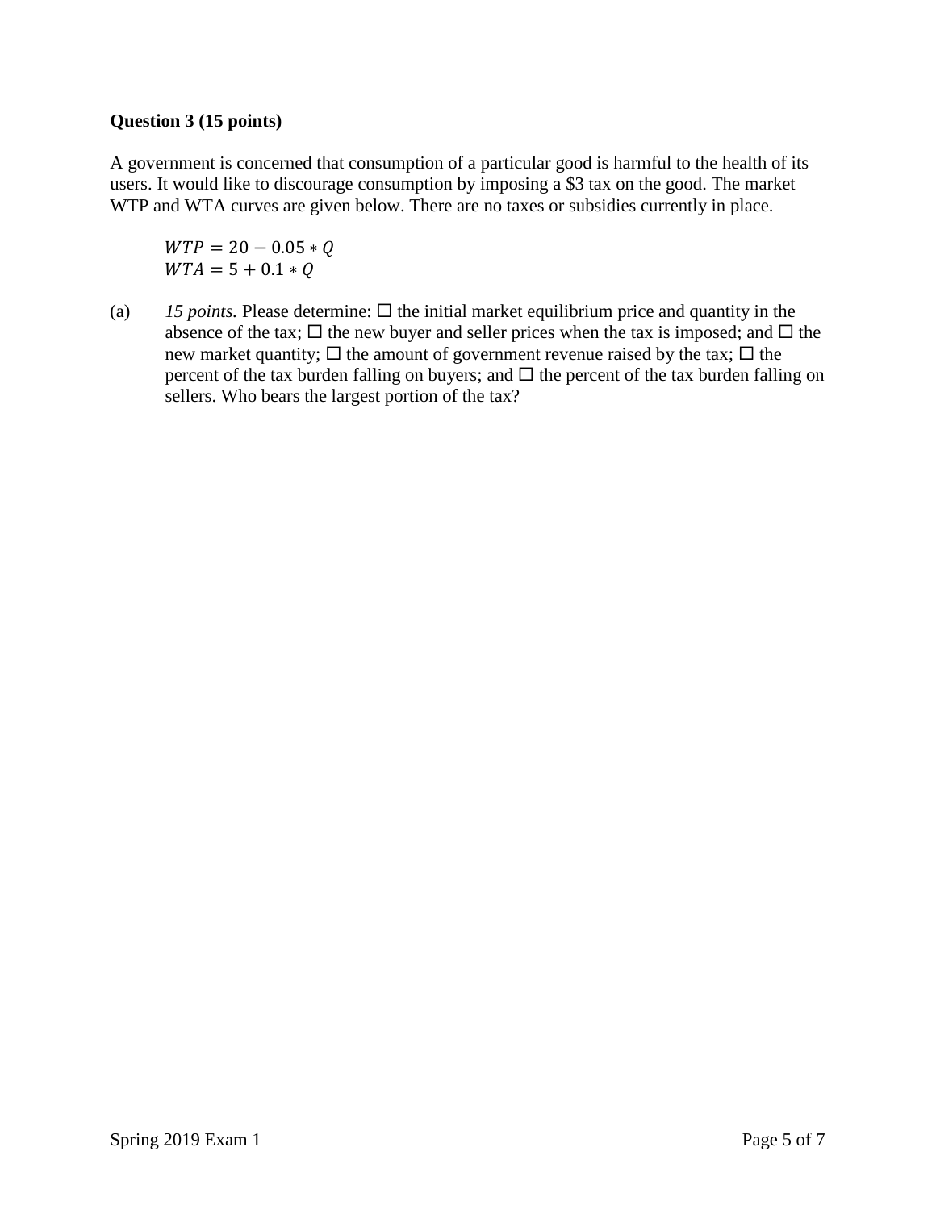**Question 3 (15 points)**

A government is concerned that consumption of a particular good is harmful to the health of its users. It would like to discourage consumption by imposing a $3 tax on the good. The market WTP and WTA curves are given below. There are no taxes or subsidies currently in place.

$$WTP = 20 - 0.05 * Q$$
$$WTA = 5 + 0.1 * Q$$

(a) *15 points.* Please determine: ☐ the initial market equilibrium price and quantity in the absence of the tax; ☐ the new buyer and seller prices when the tax is imposed; and ☐ the new market quantity; ☐ the amount of government revenue raised by the tax; ☐ the percent of the tax burden falling on buyers; and ☐ the percent of the tax burden falling on sellers. Who bears the largest portion of the tax?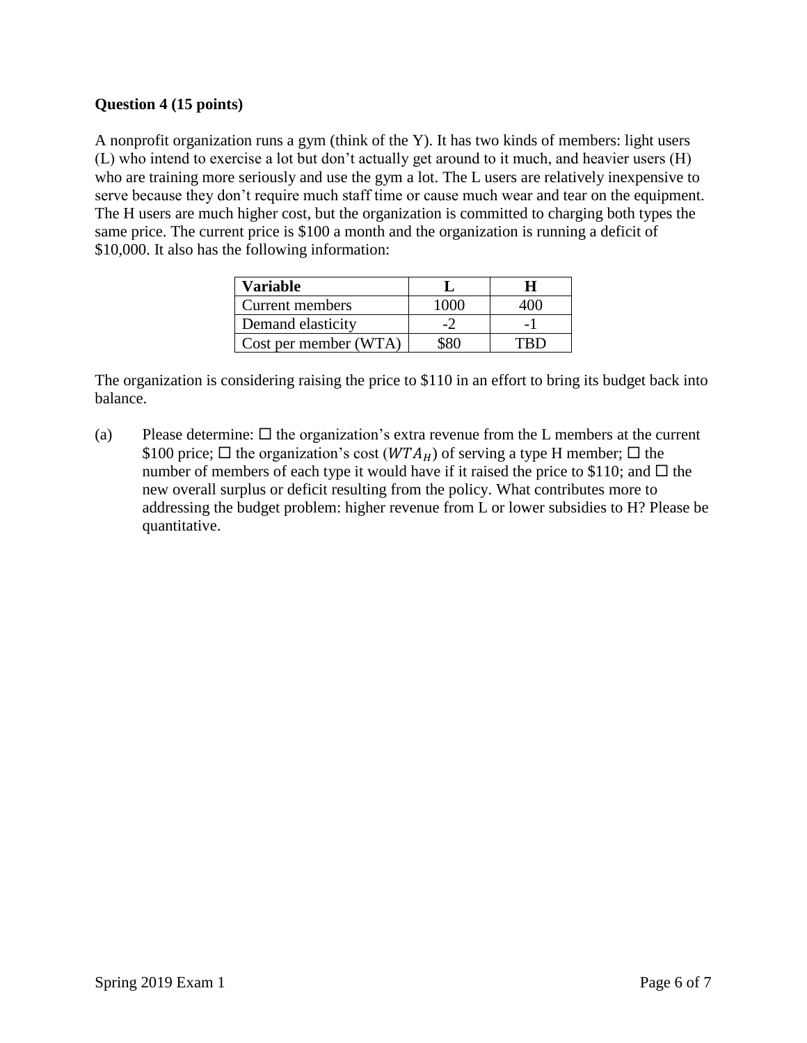**Question 4 (15 points)**

A nonprofit organization runs a gym (think of the Y). It has two kinds of members: light users (L) who intend to exercise a lot but don't actually get around to it much, and heavier users (H) who are training more seriously and use the gym a lot. The L users are relatively inexpensive to serve because they don't require much staff time or cause much wear and tear on the equipment. The H users are much higher cost, but the organization is committed to charging both types the same price. The current price is $100 a month and the organization is running a deficit of $10,000. It also has the following information:

| **Variable** | **L** | **H** |
|---|---|---|
| Current members | 1000 | 400 |
| Demand elasticity | -2 | -1 |
| Cost per member (WTA) | $80 | TBD |

The organization is considering raising the price to $110 in an effort to bring its budget back into balance.

(a) Please determine: ☐ the organization's extra revenue from the L members at the current $100 price; ☐ the organization's cost ($WTA_H$) of serving a type H member; ☐ the number of members of each type it would have if it raised the price to $110; and ☐ the new overall surplus or deficit resulting from the policy. What contributes more to addressing the budget problem: higher revenue from L or lower subsidies to H? Please be quantitative.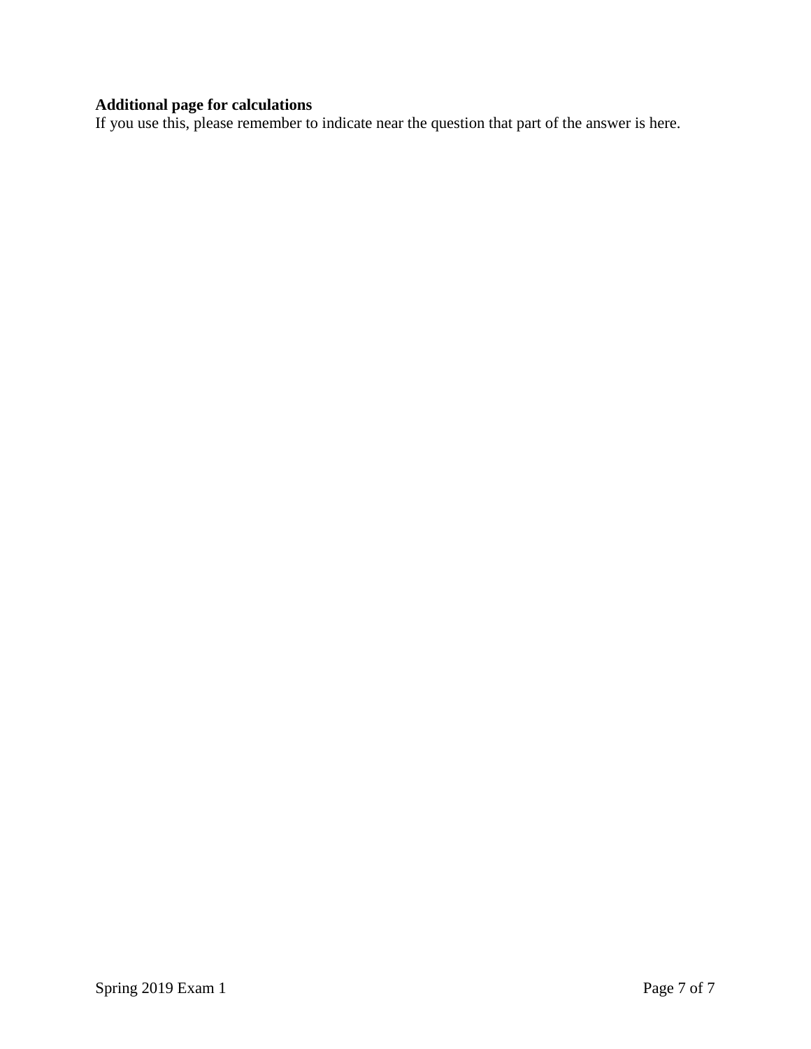**Additional page for calculations**

If you use this, please remember to indicate near the question that part of the answer is here.